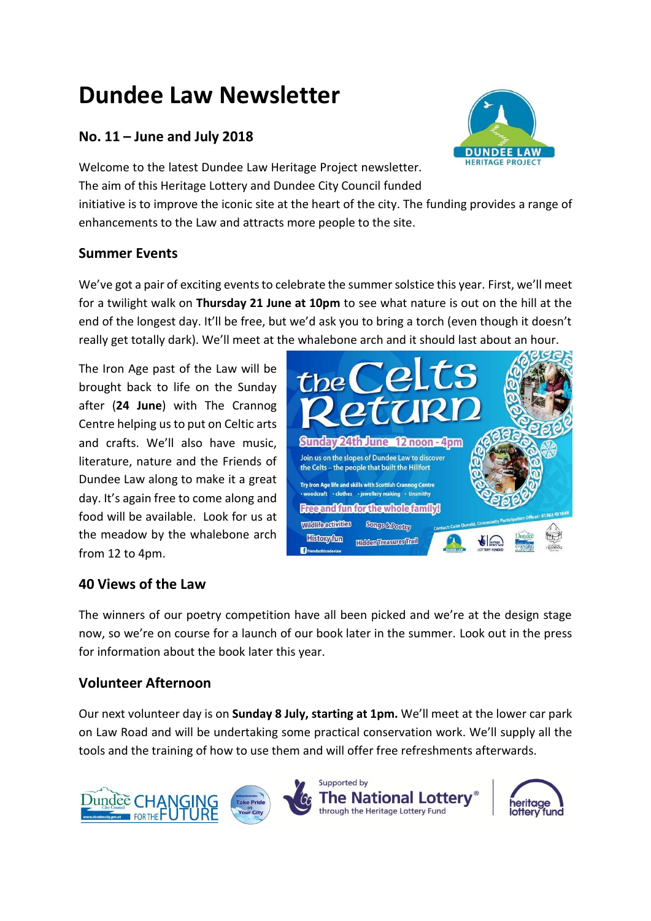# Dundee Law Newsletter

## No. 11 – June and July 2018

Welcome to the latest Dundee Law Heritage Project newsletter. The aim of this Heritage Lottery and Dundee City Council funded initiative is to improve the iconic site at the heart of the city. The funding provides a range of enhancements to the Law and attracts more people to the site.

## Summer Events

We've got a pair of exciting events to celebrate the summer solstice this year. First, we'll meet for a twilight walk on **Thursday 21 June at 10pm** to see what nature is out on the hill at the end of the longest day. It'll be free, but we'd ask you to bring a torch (even though it doesn't really get totally dark). We'll meet at the whalebone arch and it should last about an hour.

The Iron Age past of the Law will be brought back to life on the Sunday after (**24 June**) with The Crannog Centre helping us to put on Celtic arts and crafts. We'll also have music, literature, nature and the Friends of Dundee Law along to make it a great day. It's again free to come along and food will be available. Look for us at the meadow by the whalebone arch from 12 to 4pm.

## 40 Views of the Law

The winners of our poetry competition have all been picked and we're at the design stage now, so we're on course for a launch of our book later in the summer. Look out in the press for information about the book later this year.

## Volunteer Afternoon

Our next volunteer day is on **Sunday 8 July, starting at 1pm.** We'll meet at the lower car park on Law Road and will be undertaking some practical conservation work. We'll supply all the tools and the training of how to use them and will offer free refreshments afterwards.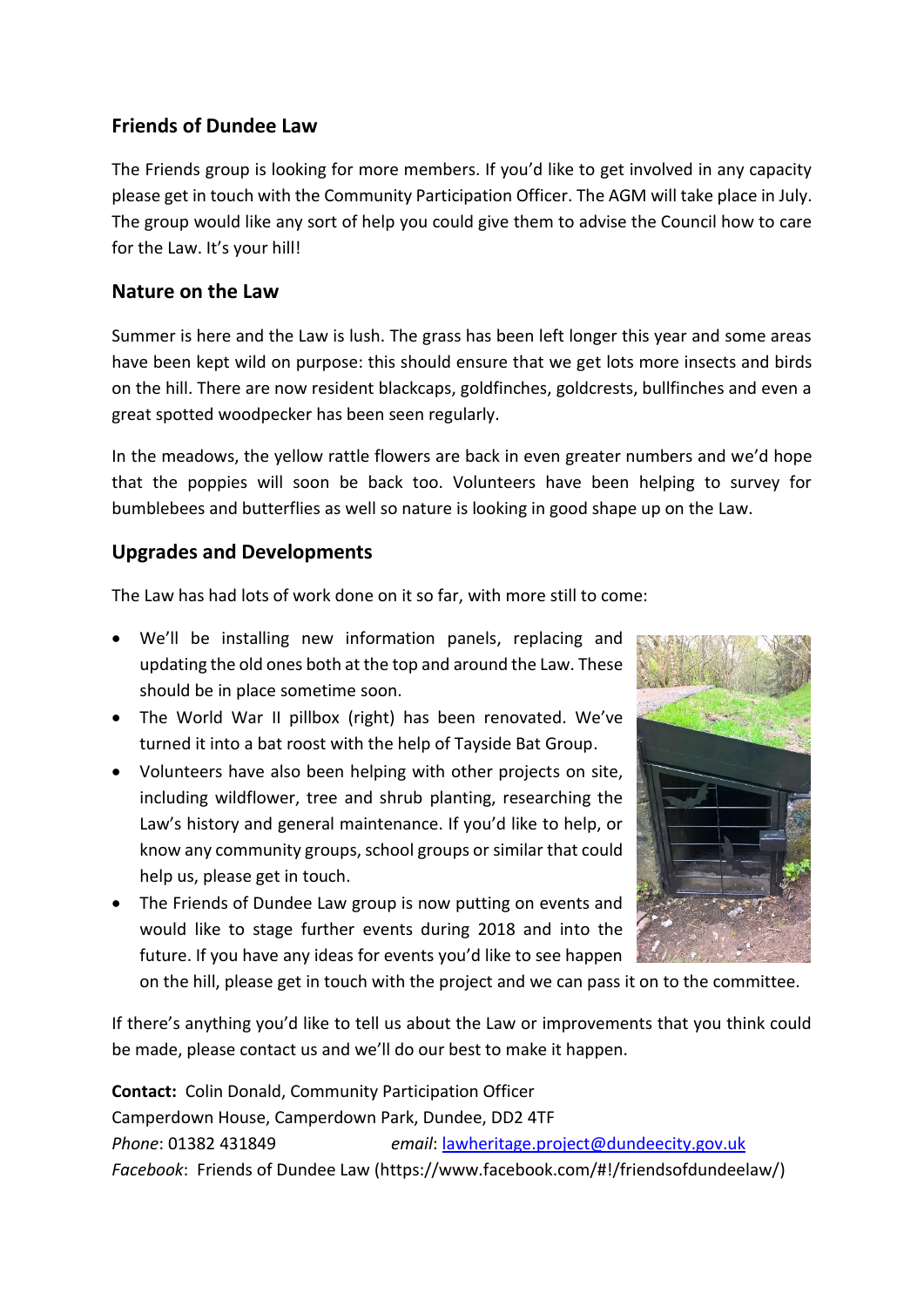## Friends of Dundee Law

The Friends group is looking for more members. If you'd like to get involved in any capacity please get in touch with the Community Participation Officer. The AGM will take place in July. The group would like any sort of help you could give them to advise the Council how to care for the Law. It's your hill!

## Nature on the Law

Summer is here and the Law is lush. The grass has been left longer this year and some areas have been kept wild on purpose: this should ensure that we get lots more insects and birds on the hill. There are now resident blackcaps, goldfinches, goldcrests, bullfinches and even a great spotted woodpecker has been seen regularly.

In the meadows, the yellow rattle flowers are back in even greater numbers and we'd hope that the poppies will soon be back too. Volunteers have been helping to survey for bumblebees and butterflies as well so nature is looking in good shape up on the Law.

## Upgrades and Developments

The Law has had lots of work done on it so far, with more still to come:

- We'll be installing new information panels, replacing and updating the old ones both at the top and around the Law. These should be in place sometime soon.
- The World War II pillbox (right) has been renovated. We've turned it into a bat roost with the help of Tayside Bat Group.
- Volunteers have also been helping with other projects on site, including wildflower, tree and shrub planting, researching the Law's history and general maintenance. If you'd like to help, or know any community groups, school groups or similar that could help us, please get in touch.
- The Friends of Dundee Law group is now putting on events and would like to stage further events during 2018 and into the future. If you have any ideas for events you'd like to see happen on the hill, please get in touch with the project and we can pass it on to the committee.

If there's anything you'd like to tell us about the Law or improvements that you think could be made, please contact us and we'll do our best to make it happen.

**Contact:** Colin Donald, Community Participation Officer
Camperdown House, Camperdown Park, Dundee, DD2 4TF
*Phone*: 01382 431849 *email*: lawheritage.project@dundeecity.gov.uk
*Facebook*: Friends of Dundee Law (https://www.facebook.com/#!/friendsofdundeelaw/)